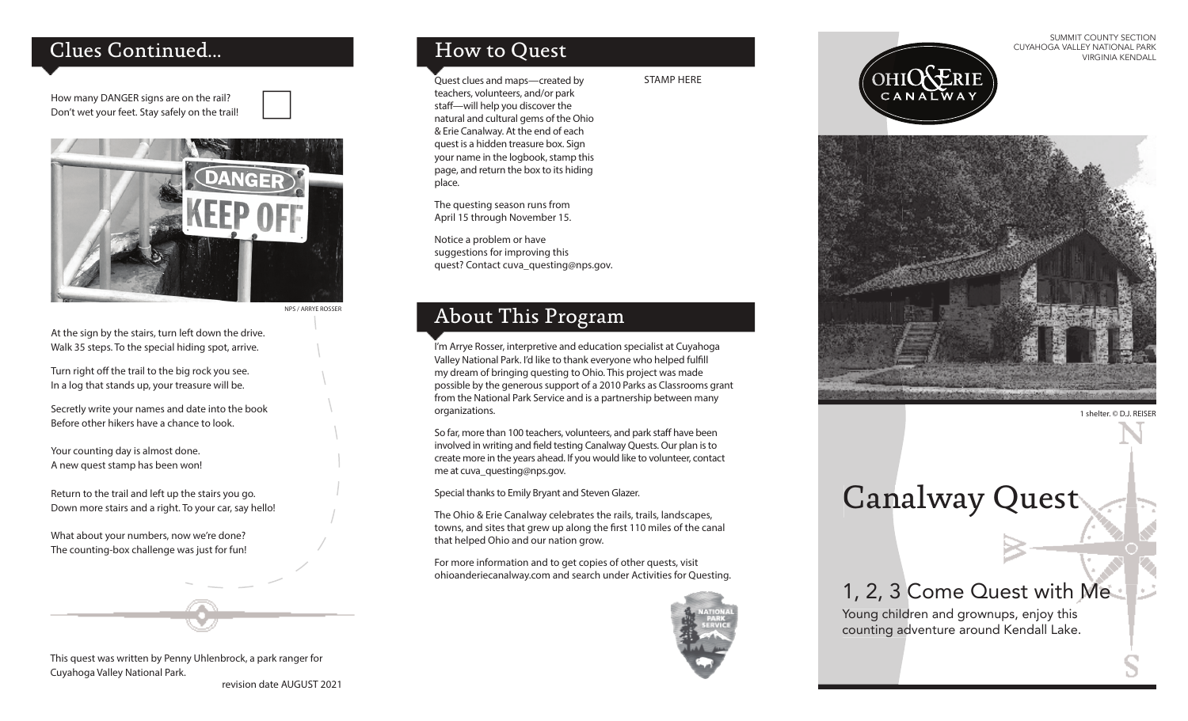## Clues Continued...

How many DANGER signs are on the rail?
Don't wet your feet. Stay safely on the trail!

NPS / ARRYE ROSSER

At the sign by the stairs, turn left down the drive.
Walk 35 steps. To the special hiding spot, arrive.

Turn right off the trail to the big rock you see.
In a log that stands up, your treasure will be.

Secretly write your names and date into the book
Before other hikers have a chance to look.

Your counting day is almost done.
A new quest stamp has been won!

Return to the trail and left up the stairs you go.
Down more stairs and a right. To your car, say hello!

What about your numbers, now we're done?
The counting-box challenge was just for fun!

This quest was written by Penny Uhlenbrock, a park ranger for Cuyahoga Valley National Park.

revision date AUGUST 2021

## How to Quest

Quest clues and maps—created by teachers, volunteers, and/or park staff—will help you discover the natural and cultural gems of the Ohio & Erie Canalway. At the end of each quest is a hidden treasure box. Sign your name in the logbook, stamp this page, and return the box to its hiding place.

STAMP HERE

The questing season runs from April 15 through November 15.

Notice a problem or have suggestions for improving this quest? Contact cuva_questing@nps.gov.

## About This Program

I'm Arrye Rosser, interpretive and education specialist at Cuyahoga Valley National Park. I'd like to thank everyone who helped fulfill my dream of bringing questing to Ohio. This project was made possible by the generous support of a 2010 Parks as Classrooms grant from the National Park Service and is a partnership between many organizations.

So far, more than 100 teachers, volunteers, and park staff have been involved in writing and field testing Canalway Quests. Our plan is to create more in the years ahead. If you would like to volunteer, contact me at cuva_questing@nps.gov.

Special thanks to Emily Bryant and Steven Glazer.

The Ohio & Erie Canalway celebrates the rails, trails, landscapes, towns, and sites that grew up along the first 110 miles of the canal that helped Ohio and our nation grow.

For more information and to get copies of other quests, visit ohioanderiecanalway.com and search under Activities for Questing.

SUMMIT COUNTY SECTION
CUYAHOGA VALLEY NATIONAL PARK
VIRGINIA KENDALL

OHIO & ERIE CANALWAY

1 shelter. © D.J. REISER

# Canalway Quest

## 1, 2, 3 Come Quest with Me

Young children and grownups, enjoy this counting adventure around Kendall Lake.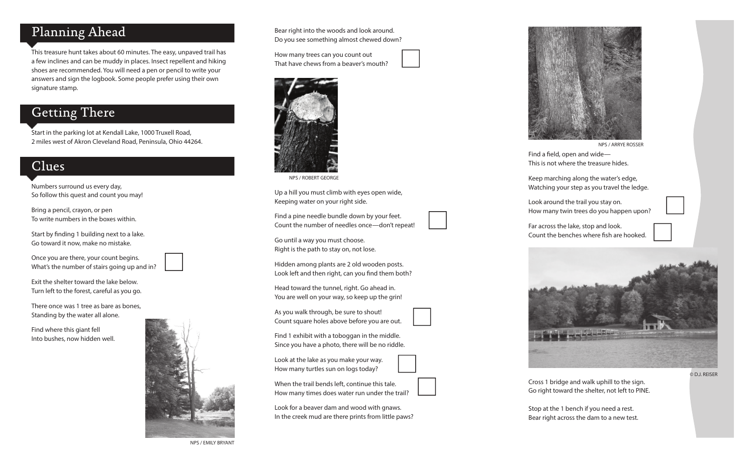## Planning Ahead

This treasure hunt takes about 60 minutes. The easy, unpaved trail has a few inclines and can be muddy in places. Insect repellent and hiking shoes are recommended. You will need a pen or pencil to write your answers and sign the logbook. Some people prefer using their own signature stamp.

## Getting There

Start in the parking lot at Kendall Lake, 1000 Truxell Road,
2 miles west of Akron Cleveland Road, Peninsula, Ohio 44264.

## Clues

Numbers surround us every day,
So follow this quest and count you may!

Bring a pencil, crayon, or pen
To write numbers in the boxes within.

Start by finding 1 building next to a lake.
Go toward it now, make no mistake.

Once you are there, your count begins.
What's the number of stairs going up and in?

Exit the shelter toward the lake below.
Turn left to the forest, careful as you go.

There once was 1 tree as bare as bones,
Standing by the water all alone.

Find where this giant fell
Into bushes, now hidden well.

NPS / EMILY BRYANT

Bear right into the woods and look around.
Do you see something almost chewed down?

How many trees can you count out
That have chews from a beaver's mouth?

NPS / ROBERT GEORGE

Up a hill you must climb with eyes open wide,
Keeping water on your right side.

Find a pine needle bundle down by your feet.
Count the number of needles once—don't repeat!

Go until a way you must choose.
Right is the path to stay on, not lose.

Hidden among plants are 2 old wooden posts.
Look left and then right, can you find them both?

Head toward the tunnel, right. Go ahead in.
You are well on your way, so keep up the grin!

As you walk through, be sure to shout!
Count square holes above before you are out.

Find 1 exhibit with a toboggan in the middle.
Since you have a photo, there will be no riddle.

Look at the lake as you make your way.
How many turtles sun on logs today?

When the trail bends left, continue this tale.
How many times does water run under the trail?

Look for a beaver dam and wood with gnaws.
In the creek mud are there prints from little paws?

NPS / ARRYE ROSSER

Find a field, open and wide—
This is not where the treasure hides.

Keep marching along the water's edge,
Watching your step as you travel the ledge.

Look around the trail you stay on.
How many twin trees do you happen upon?

Far across the lake, stop and look.
Count the benches where fish are hooked.

© D.J. REISER

Cross 1 bridge and walk uphill to the sign.
Go right toward the shelter, not left to PINE.

Stop at the 1 bench if you need a rest.
Bear right across the dam to a new test.